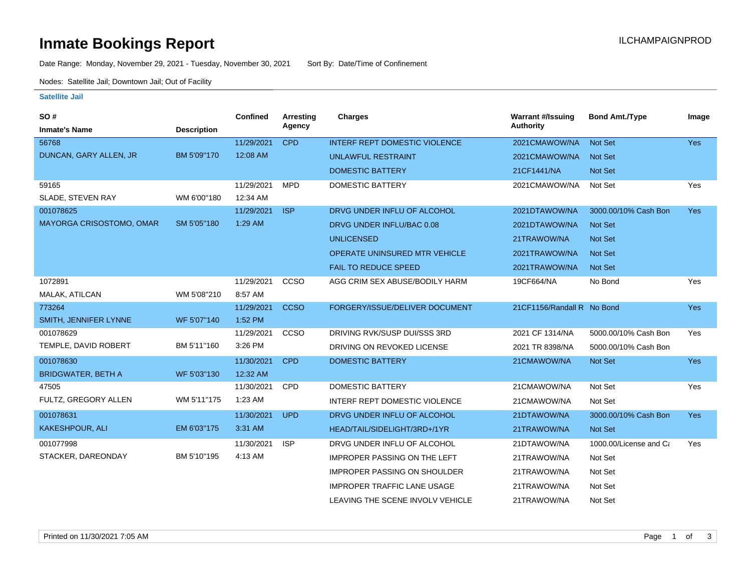# Inmate Bookings Report

ILCHAMPAIGNPROD

Date Range: Monday, November 29, 2021 - Tuesday, November 30, 2021 Sort By: Date/Time of Confinement

Nodes: Satellite Jail; Downtown Jail; Out of Facility

### Satellite Jail

| SO # / Inmate's Name | Description | Confined | Arresting Agency | Charges | Warrant #/Issuing Authority | Bond Amt./Type | Image |
|---|---|---|---|---|---|---|---|
| 56768 | | 11/29/2021 | CPD | INTERF REPT DOMESTIC VIOLENCE | 2021CMAWOW/NA | Not Set | Yes |
| DUNCAN, GARY ALLEN, JR | BM 5'09"170 | 12:08 AM | | UNLAWFUL RESTRAINT | 2021CMAWOW/NA | Not Set | |
| | | | | DOMESTIC BATTERY | 21CF1441/NA | Not Set | |
| 59165 | | 11/29/2021 | MPD | DOMESTIC BATTERY | 2021CMAWOW/NA | Not Set | Yes |
| SLADE, STEVEN RAY | WM 6'00"180 | 12:34 AM | | | | | |
| 001078625 | | 11/29/2021 | ISP | DRVG UNDER INFLU OF ALCOHOL | 2021DTAWOW/NA | 3000.00/10% Cash Bon | Yes |
| MAYORGA CRISOSTOMO, OMAR | SM 5'05"180 | 1:29 AM | | DRVG UNDER INFLU/BAC 0.08 | 2021DTAWOW/NA | Not Set | |
| | | | | UNLICENSED | 21TRAWOW/NA | Not Set | |
| | | | | OPERATE UNINSURED MTR VEHICLE | 2021TRAWOW/NA | Not Set | |
| | | | | FAIL TO REDUCE SPEED | 2021TRAWOW/NA | Not Set | |
| 1072891 | | 11/29/2021 | CCSO | AGG CRIM SEX ABUSE/BODILY HARM | 19CF664/NA | No Bond | Yes |
| MALAK, ATILCAN | WM 5'08"210 | 8:57 AM | | | | | |
| 773264 | | 11/29/2021 | CCSO | FORGERY/ISSUE/DELIVER DOCUMENT | 21CF1156/Randall R | No Bond | Yes |
| SMITH, JENNIFER LYNNE | WF 5'07"140 | 1:52 PM | | | | | |
| 001078629 | | 11/29/2021 | CCSO | DRIVING RVK/SUSP DUI/SSS 3RD | 2021 CF 1314/NA | 5000.00/10% Cash Bon | Yes |
| TEMPLE, DAVID ROBERT | BM 5'11"160 | 3:26 PM | | DRIVING ON REVOKED LICENSE | 2021 TR 8398/NA | 5000.00/10% Cash Bon | |
| 001078630 | | 11/30/2021 | CPD | DOMESTIC BATTERY | 21CMAWOW/NA | Not Set | Yes |
| BRIDGWATER, BETH A | WF 5'03"130 | 12:32 AM | | | | | |
| 47505 | | 11/30/2021 | CPD | DOMESTIC BATTERY | 21CMAWOW/NA | Not Set | Yes |
| FULTZ, GREGORY ALLEN | WM 5'11"175 | 1:23 AM | | INTERF REPT DOMESTIC VIOLENCE | 21CMAWOW/NA | Not Set | |
| 001078631 | | 11/30/2021 | UPD | DRVG UNDER INFLU OF ALCOHOL | 21DTAWOW/NA | 3000.00/10% Cash Bon | Yes |
| KAKESHPOUR, ALI | EM 6'03"175 | 3:31 AM | | HEAD/TAIL/SIDELIGHT/3RD+/1YR | 21TRAWOW/NA | Not Set | |
| 001077998 | | 11/30/2021 | ISP | DRVG UNDER INFLU OF ALCOHOL | 21DTAWOW/NA | 1000.00/License and Ca | Yes |
| STACKER, DAREONDAY | BM 5'10"195 | 4:13 AM | | IMPROPER PASSING ON THE LEFT | 21TRAWOW/NA | Not Set | |
| | | | | IMPROPER PASSING ON SHOULDER | 21TRAWOW/NA | Not Set | |
| | | | | IMPROPER TRAFFIC LANE USAGE | 21TRAWOW/NA | Not Set | |
| | | | | LEAVING THE SCENE INVOLV VEHICLE | 21TRAWOW/NA | Not Set | |

Printed on 11/30/2021 7:05 AM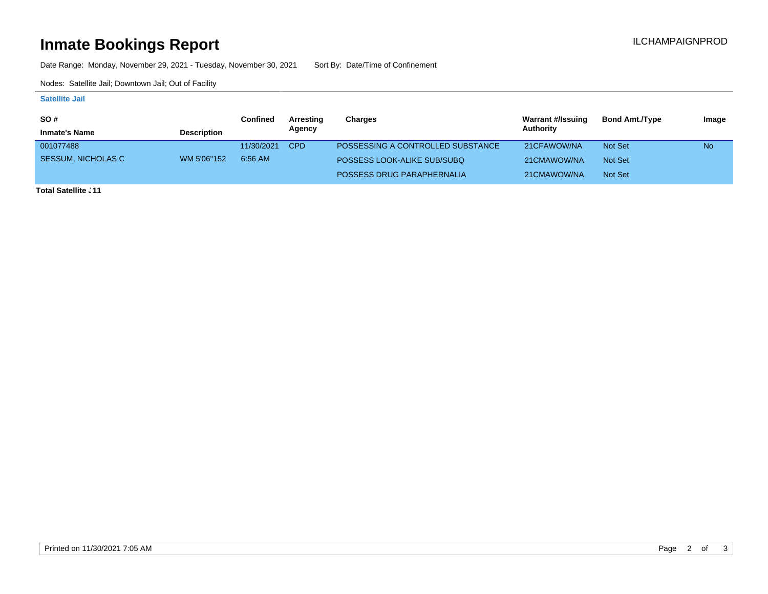# Inmate Bookings Report

ILCHAMPAIGNPROD

Date Range: Monday, November 29, 2021 - Tuesday, November 30, 2021 Sort By: Date/Time of Confinement

Nodes: Satellite Jail; Downtown Jail; Out of Facility

### Satellite Jail

| SO # / Inmate's Name | Description | Confined | Arresting Agency | Charges | Warrant #/Issuing Authority | Bond Amt./Type | Image |
|---|---|---|---|---|---|---|---|
| 001077488 | | 11/30/2021 | CPD | POSSESSING A CONTROLLED SUBSTANCE | 21CFAWOW/NA | Not Set | No |
| SESSUM, NICHOLAS C | WM 5'06"152 | 6:56 AM | | POSSESS LOOK-ALIKE SUB/SUBQ | 21CMAWOW/NA | Not Set | |
| | | | | POSSESS DRUG PARAPHERNALIA | 21CMAWOW/NA | Not Set | |

**Total Satellite :11**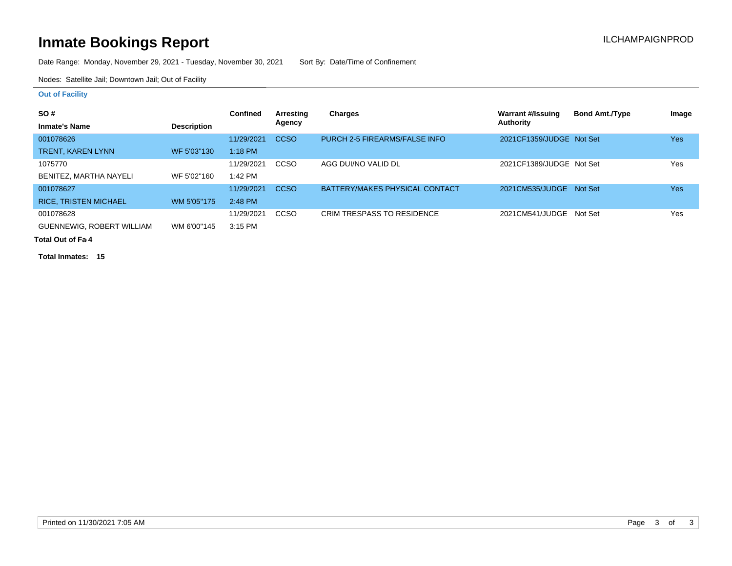# Inmate Bookings Report

ILCHAMPAIGNPROD

Date Range: Monday, November 29, 2021 - Tuesday, November 30, 2021 Sort By: Date/Time of Confinement

Nodes: Satellite Jail; Downtown Jail; Out of Facility

### Out of Facility

| SO # / Inmate's Name | Description | Confined | Arresting Agency | Charges | Warrant #/Issuing Authority | Bond Amt./Type | Image |
|---|---|---|---|---|---|---|---|
| 001078626 TRENT, KAREN LYNN | WF 5'03"130 | 11/29/2021 1:18 PM | CCSO | PURCH 2-5 FIREARMS/FALSE INFO | 2021CF1359/JUDGE | Not Set | Yes |
| 1075770 BENITEZ, MARTHA NAYELI | WF 5'02"160 | 11/29/2021 1:42 PM | CCSO | AGG DUI/NO VALID DL | 2021CF1389/JUDGE | Not Set | Yes |
| 001078627 RICE, TRISTEN MICHAEL | WM 5'05"175 | 11/29/2021 2:48 PM | CCSO | BATTERY/MAKES PHYSICAL CONTACT | 2021CM535/JUDGE | Not Set | Yes |
| 001078628 GUENNEWIG, ROBERT WILLIAM | WM 6'00"145 | 11/29/2021 3:15 PM | CCSO | CRIM TRESPASS TO RESIDENCE | 2021CM541/JUDGE | Not Set | Yes |

**Total Out of Fa 4**

**Total Inmates: 15**

Printed on 11/30/2021 7:05 AM